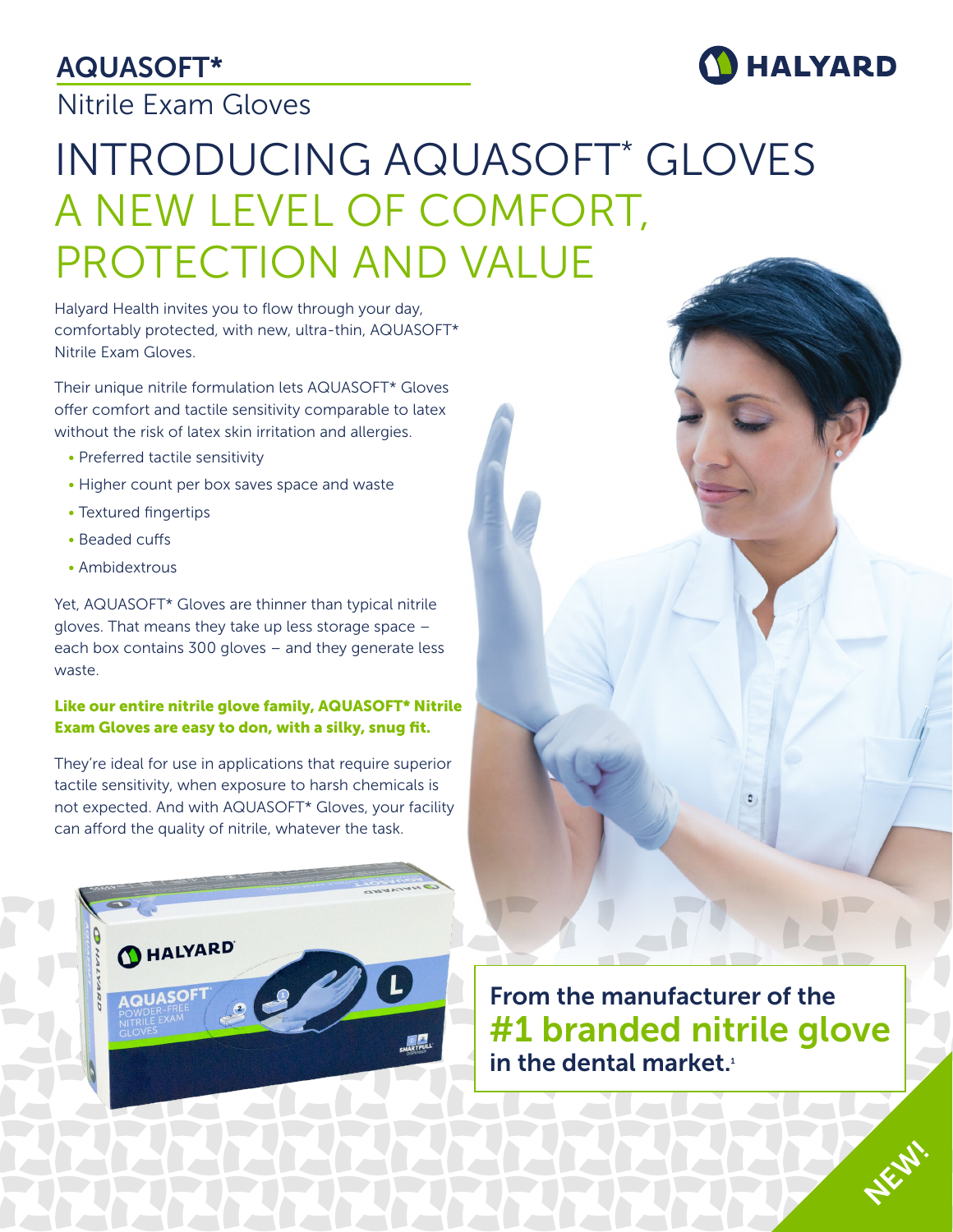# AQUASOFT*

## Nitrile Exam Gloves

HALYARD

# INTRODUCING AQUASOFT* GLOVES A NEW LEVEL OF COMFORT, PROTECTION AND VALUE

Halyard Health invites you to flow through your day, comfortably protected, with new, ultra-thin, AQUASOFT* Nitrile Exam Gloves.

Their unique nitrile formulation lets AQUASOFT* Gloves offer comfort and tactile sensitivity comparable to latex without the risk of latex skin irritation and allergies.

- Preferred tactile sensitivity
- Higher count per box saves space and waste
- Textured fingertips
- Beaded cuffs
- Ambidextrous

Yet, AQUASOFT* Gloves are thinner than typical nitrile gloves. That means they take up less storage space – each box contains 300 gloves – and they generate less waste.

**Like our entire nitrile glove family, AQUASOFT* Nitrile Exam Gloves are easy to don, with a silky, snug fit.**

They're ideal for use in applications that require superior tactile sensitivity, when exposure to harsh chemicals is not expected. And with AQUASOFT* Gloves, your facility can afford the quality of nitrile, whatever the task.

**From the manufacturer of the #1 branded nitrile glove in the dental market.**[1]

NEW!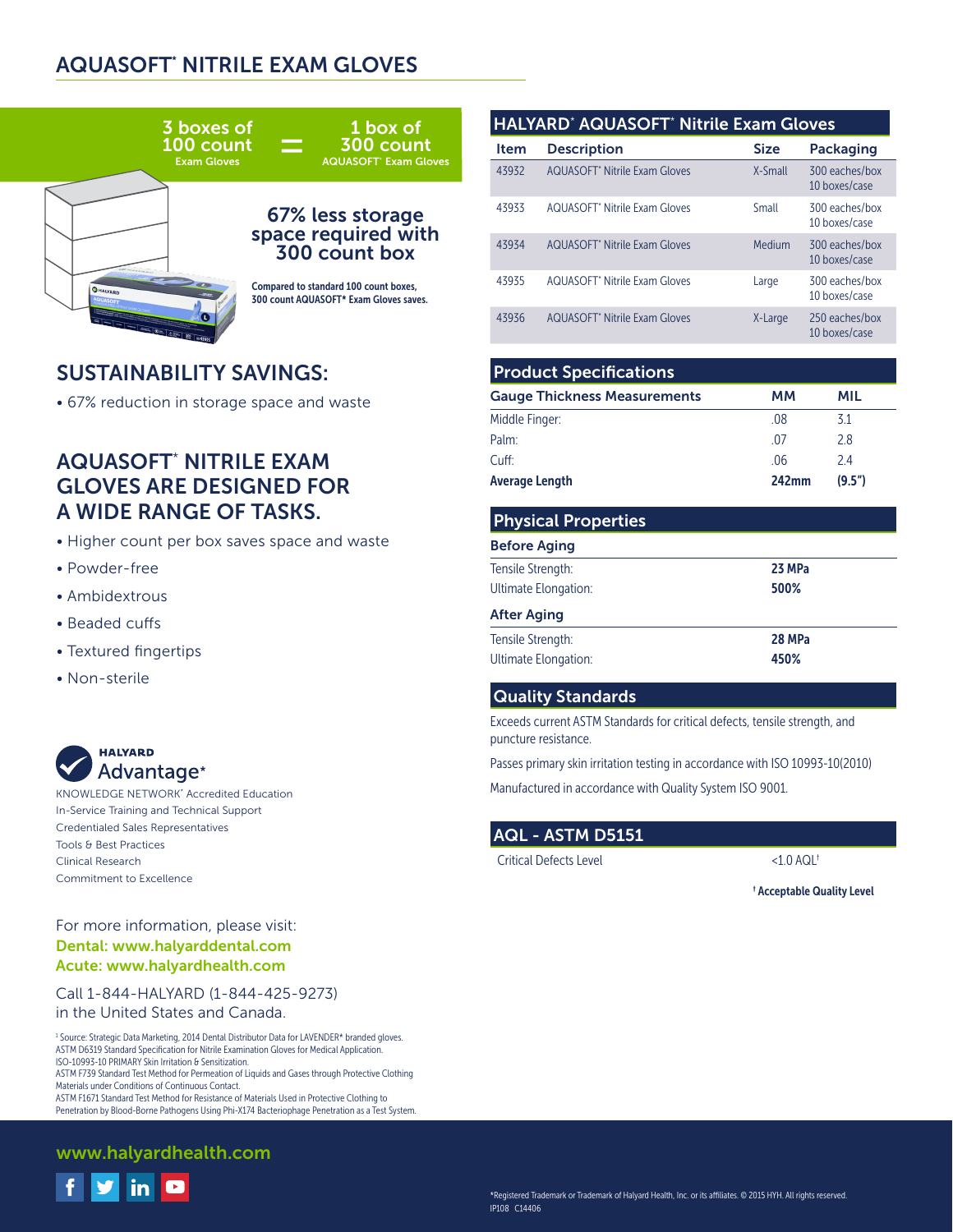# AQUASOFT* NITRILE EXAM GLOVES

3 boxes of 100 count Exam Gloves = 1 box of 300 count AQUASOFT* Exam Gloves

**67% less storage space required with 300 count box**

**Compared to standard 100 count boxes, 300 count AQUASOFT* Exam Gloves saves.**

## SUSTAINABILITY SAVINGS:

- 67% reduction in storage space and waste

## AQUASOFT* NITRILE EXAM GLOVES ARE DESIGNED FOR A WIDE RANGE OF TASKS.

- Higher count per box saves space and waste
- Powder-free
- Ambidextrous
- Beaded cuffs
- Textured fingertips
- Non-sterile

## HALYARD* AQUASOFT* Nitrile Exam Gloves

| Item | Description | Size | Packaging |
|---|---|---|---|
| 43932 | AQUASOFT* Nitrile Exam Gloves | X-Small | 300 eaches/box 10 boxes/case |
| 43933 | AQUASOFT* Nitrile Exam Gloves | Small | 300 eaches/box 10 boxes/case |
| 43934 | AQUASOFT* Nitrile Exam Gloves | Medium | 300 eaches/box 10 boxes/case |
| 43935 | AQUASOFT* Nitrile Exam Gloves | Large | 300 eaches/box 10 boxes/case |
| 43936 | AQUASOFT* Nitrile Exam Gloves | X-Large | 250 eaches/box 10 boxes/case |

## Product Specifications

| Gauge Thickness Measurements | MM | MIL |
|---|---|---|
| Middle Finger: | .08 | 3.1 |
| Palm: | .07 | 2.8 |
| Cuff: | .06 | 2.4 |
| **Average Length** | **242mm** | **(9.5")** |

## Physical Properties

| Before Aging | |
|---|---|
| Tensile Strength: | **23 MPa** |
| Ultimate Elongation: | **500%** |

| After Aging | |
|---|---|
| Tensile Strength: | **28 MPa** |
| Ultimate Elongation: | **450%** |

## Quality Standards

Exceeds current ASTM Standards for critical defects, tensile strength, and puncture resistance.

Passes primary skin irritation testing in accordance with ISO 10993-10(2010)

Manufactured in accordance with Quality System ISO 9001.

## AQL - ASTM D5151

| | |
|---|---|
| Critical Defects Level | <1.0 AQL[†] |

**[†] Acceptable Quality Level**

**HALYARD Advantage***

KNOWLEDGE NETWORK* Accredited Education
In-Service Training and Technical Support
Credentialed Sales Representatives
Tools & Best Practices
Clinical Research
Commitment to Excellence

For more information, please visit:
**Dental: www.halyarddental.com**
**Acute: www.halyardhealth.com**

Call 1-844-HALYARD (1-844-425-9273) in the United States and Canada.

[1] Source: Strategic Data Marketing, 2014 Dental Distributor Data for LAVENDER* branded gloves.
ASTM D6319 Standard Specification for Nitrile Examination Gloves for Medical Application.
ISO-10993-10 PRIMARY Skin Irritation & Sensitization.
ASTM F739 Standard Test Method for Permeation of Liquids and Gases through Protective Clothing Materials under Conditions of Continuous Contact.
ASTM F1671 Standard Test Method for Resistance of Materials Used in Protective Clothing to Penetration by Blood-Borne Pathogens Using Phi-X174 Bacteriophage Penetration as a Test System.

**www.halyardhealth.com**

*Registered Trademark or Trademark of Halyard Health, Inc. or its affiliates. © 2015 HYH. All rights reserved.
IP108 C14406